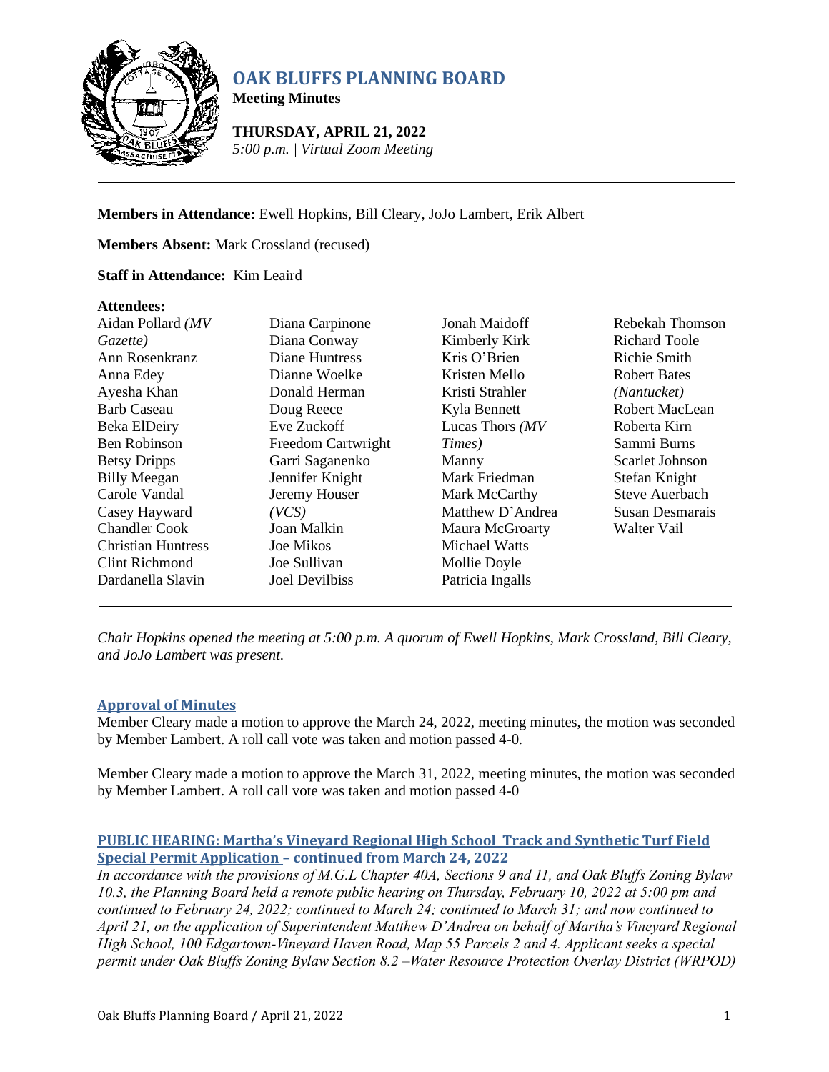# OAK BLUFFS PLANNING BOARD

**Meeting Minutes**

**THURSDAY, APRIL 21, 2022**
*5:00 p.m. | Virtual Zoom Meeting*

---

**Members in Attendance:** Ewell Hopkins, Bill Cleary, JoJo Lambert, Erik Albert

**Members Absent:** Mark Crossland (recused)

**Staff in Attendance:** Kim Leaird

**Attendees:**

Aidan Pollard *(MV Gazette)*
Ann Rosenkranz
Anna Edey
Ayesha Khan
Barb Caseau
Beka ElDeiry
Ben Robinson
Betsy Dripps
Billy Meegan
Carole Vandal
Casey Hayward
Chandler Cook
Christian Huntress
Clint Richmond
Dardanella Slavin
Diana Carpinone
Diana Conway
Diane Huntress
Dianne Woelke
Donald Herman
Doug Reece
Eve Zuckoff
Freedom Cartwright
Garri Saganenko
Jennifer Knight
Jeremy Houser *(VCS)*
Joan Malkin
Joe Mikos
Joe Sullivan
Joel Devilbiss
Jonah Maidoff
Kimberly Kirk
Kris O'Brien
Kristen Mello
Kristi Strahler
Kyla Bennett
Lucas Thors *(MV Times)*
Manny
Mark Friedman
Mark McCarthy
Matthew D'Andrea
Maura McGroarty
Michael Watts
Mollie Doyle
Patricia Ingalls
Rebekah Thomson
Richard Toole
Richie Smith
Robert Bates *(Nantucket)*
Robert MacLean
Roberta Kirn
Sammi Burns
Scarlet Johnson
Stefan Knight
Steve Auerbach
Susan Desmarais
Walter Vail

---

*Chair Hopkins opened the meeting at 5:00 p.m. A quorum of Ewell Hopkins, Mark Crossland, Bill Cleary, and JoJo Lambert was present.*

## Approval of Minutes

Member Cleary made a motion to approve the March 24, 2022, meeting minutes, the motion was seconded by Member Lambert. A roll call vote was taken and motion passed 4-0.

Member Cleary made a motion to approve the March 31, 2022, meeting minutes, the motion was seconded by Member Lambert. A roll call vote was taken and motion passed 4-0

## PUBLIC HEARING: Martha's Vineyard Regional High School Track and Synthetic Turf Field Special Permit Application – continued from March 24, 2022

*In accordance with the provisions of M.G.L Chapter 40A, Sections 9 and 11, and Oak Bluffs Zoning Bylaw 10.3, the Planning Board held a remote public hearing on Thursday, February 10, 2022 at 5:00 pm and continued to February 24, 2022; continued to March 24; continued to March 31; and now continued to April 21, on the application of Superintendent Matthew D'Andrea on behalf of Martha's Vineyard Regional High School, 100 Edgartown-Vineyard Haven Road, Map 55 Parcels 2 and 4. Applicant seeks a special permit under Oak Bluffs Zoning Bylaw Section 8.2 –Water Resource Protection Overlay District (WRPOD)*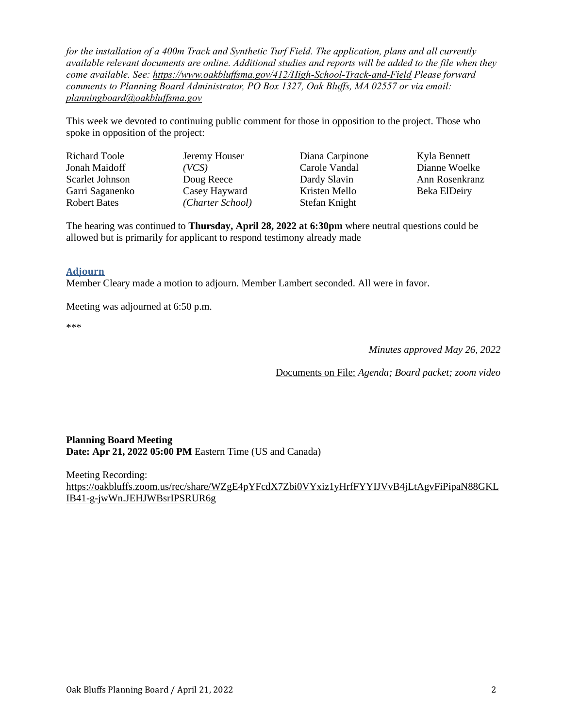*for the installation of a 400m Track and Synthetic Turf Field. The application, plans and all currently available relevant documents are online. Additional studies and reports will be added to the file when they come available. See: https://www.oakbluffsma.gov/412/High-School-Track-and-Field Please forward comments to Planning Board Administrator, PO Box 1327, Oak Bluffs, MA 02557 or via email: planningboard@oakbluffsma.gov*

This week we devoted to continuing public comment for those in opposition to the project. Those who spoke in opposition of the project:

| | | | |
|---|---|---|---|
| Richard Toole | Jeremy Houser *(VCS)* | Diana Carpinone | Kyla Bennett |
| Jonah Maidoff | Doug Reece | Carole Vandal | Dianne Woelke |
| Scarlet Johnson | Casey Hayward *(Charter School)* | Dardy Slavin | Ann Rosenkranz |
| Garri Saganenko | | Kristen Mello | Beka ElDeiry |
| Robert Bates | | Stefan Knight | |

The hearing was continued to **Thursday, April 28, 2022 at 6:30pm** where neutral questions could be allowed but is primarily for applicant to respond testimony already made

## Adjourn

Member Cleary made a motion to adjourn. Member Lambert seconded. All were in favor.

Meeting was adjourned at 6:50 p.m.

***

*Minutes approved May 26, 2022*

Documents on File: *Agenda; Board packet; zoom video*

**Planning Board Meeting**
**Date: Apr 21, 2022 05:00 PM** Eastern Time (US and Canada)

Meeting Recording:
https://oakbluffs.zoom.us/rec/share/WZgE4pYFcdX7Zbi0VYxiz1yHrfFYYIJVvB4jLtAgvFiPipaN88GKLIB41-g-jwWn.JEHJWBsrIPSRUR6g